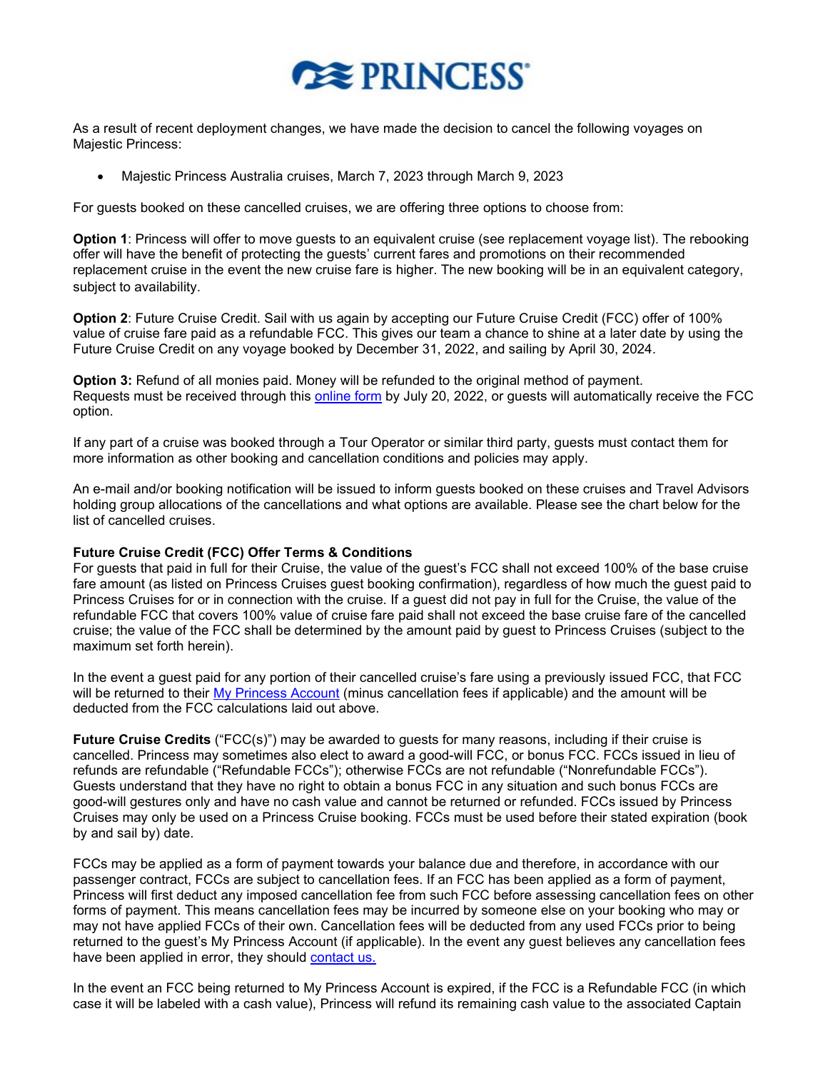# PRINCESS

As a result of recent deployment changes, we have made the decision to cancel the following voyages on Majestic Princess:

- Majestic Princess Australia cruises, March 7, 2023 through March 9, 2023

For guests booked on these cancelled cruises, we are offering three options to choose from:

**Option 1**: Princess will offer to move guests to an equivalent cruise (see replacement voyage list). The rebooking offer will have the benefit of protecting the guests' current fares and promotions on their recommended replacement cruise in the event the new cruise fare is higher. The new booking will be in an equivalent category, subject to availability.

**Option 2**: Future Cruise Credit. Sail with us again by accepting our Future Cruise Credit (FCC) offer of 100% value of cruise fare paid as a refundable FCC. This gives our team a chance to shine at a later date by using the Future Cruise Credit on any voyage booked by December 31, 2022, and sailing by April 30, 2024.

**Option 3:** Refund of all monies paid. Money will be refunded to the original method of payment. Requests must be received through this online form by July 20, 2022, or guests will automatically receive the FCC option.

If any part of a cruise was booked through a Tour Operator or similar third party, guests must contact them for more information as other booking and cancellation conditions and policies may apply.

An e-mail and/or booking notification will be issued to inform guests booked on these cruises and Travel Advisors holding group allocations of the cancellations and what options are available. Please see the chart below for the list of cancelled cruises.

**Future Cruise Credit (FCC) Offer Terms & Conditions**

For guests that paid in full for their Cruise, the value of the guest's FCC shall not exceed 100% of the base cruise fare amount (as listed on Princess Cruises guest booking confirmation), regardless of how much the guest paid to Princess Cruises for or in connection with the cruise. If a guest did not pay in full for the Cruise, the value of the refundable FCC that covers 100% value of cruise fare paid shall not exceed the base cruise fare of the cancelled cruise; the value of the FCC shall be determined by the amount paid by guest to Princess Cruises (subject to the maximum set forth herein).

In the event a guest paid for any portion of their cancelled cruise's fare using a previously issued FCC, that FCC will be returned to their My Princess Account (minus cancellation fees if applicable) and the amount will be deducted from the FCC calculations laid out above.

**Future Cruise Credits** ("FCC(s)") may be awarded to guests for many reasons, including if their cruise is cancelled. Princess may sometimes also elect to award a good-will FCC, or bonus FCC. FCCs issued in lieu of refunds are refundable ("Refundable FCCs"); otherwise FCCs are not refundable ("Nonrefundable FCCs"). Guests understand that they have no right to obtain a bonus FCC in any situation and such bonus FCCs are good-will gestures only and have no cash value and cannot be returned or refunded. FCCs issued by Princess Cruises may only be used on a Princess Cruise booking. FCCs must be used before their stated expiration (book by and sail by) date.

FCCs may be applied as a form of payment towards your balance due and therefore, in accordance with our passenger contract, FCCs are subject to cancellation fees. If an FCC has been applied as a form of payment, Princess will first deduct any imposed cancellation fee from such FCC before assessing cancellation fees on other forms of payment. This means cancellation fees may be incurred by someone else on your booking who may or may not have applied FCCs of their own. Cancellation fees will be deducted from any used FCCs prior to being returned to the guest's My Princess Account (if applicable). In the event any guest believes any cancellation fees have been applied in error, they should contact us.

In the event an FCC being returned to My Princess Account is expired, if the FCC is a Refundable FCC (in which case it will be labeled with a cash value), Princess will refund its remaining cash value to the associated Captain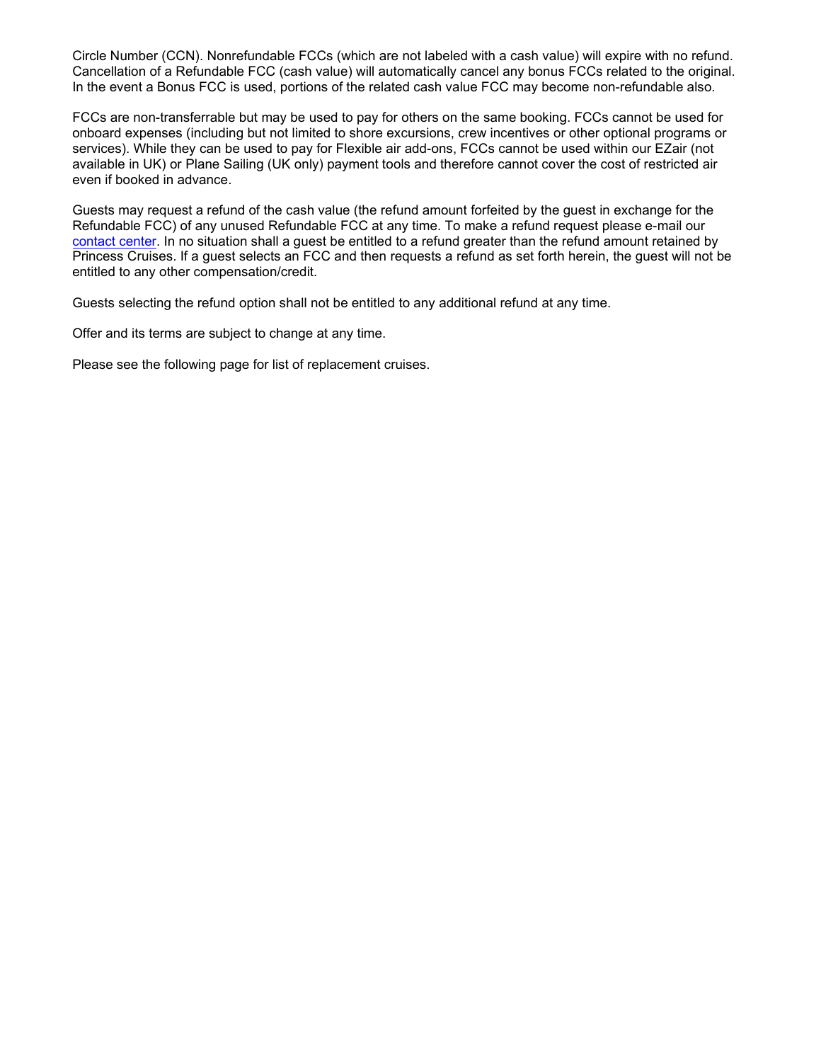Circle Number (CCN). Nonrefundable FCCs (which are not labeled with a cash value) will expire with no refund. Cancellation of a Refundable FCC (cash value) will automatically cancel any bonus FCCs related to the original. In the event a Bonus FCC is used, portions of the related cash value FCC may become non-refundable also.

FCCs are non-transferrable but may be used to pay for others on the same booking. FCCs cannot be used for onboard expenses (including but not limited to shore excursions, crew incentives or other optional programs or services). While they can be used to pay for Flexible air add-ons, FCCs cannot be used within our EZair (not available in UK) or Plane Sailing (UK only) payment tools and therefore cannot cover the cost of restricted air even if booked in advance.

Guests may request a refund of the cash value (the refund amount forfeited by the guest in exchange for the Refundable FCC) of any unused Refundable FCC at any time. To make a refund request please e-mail our contact center. In no situation shall a guest be entitled to a refund greater than the refund amount retained by Princess Cruises. If a guest selects an FCC and then requests a refund as set forth herein, the guest will not be entitled to any other compensation/credit.

Guests selecting the refund option shall not be entitled to any additional refund at any time.

Offer and its terms are subject to change at any time.

Please see the following page for list of replacement cruises.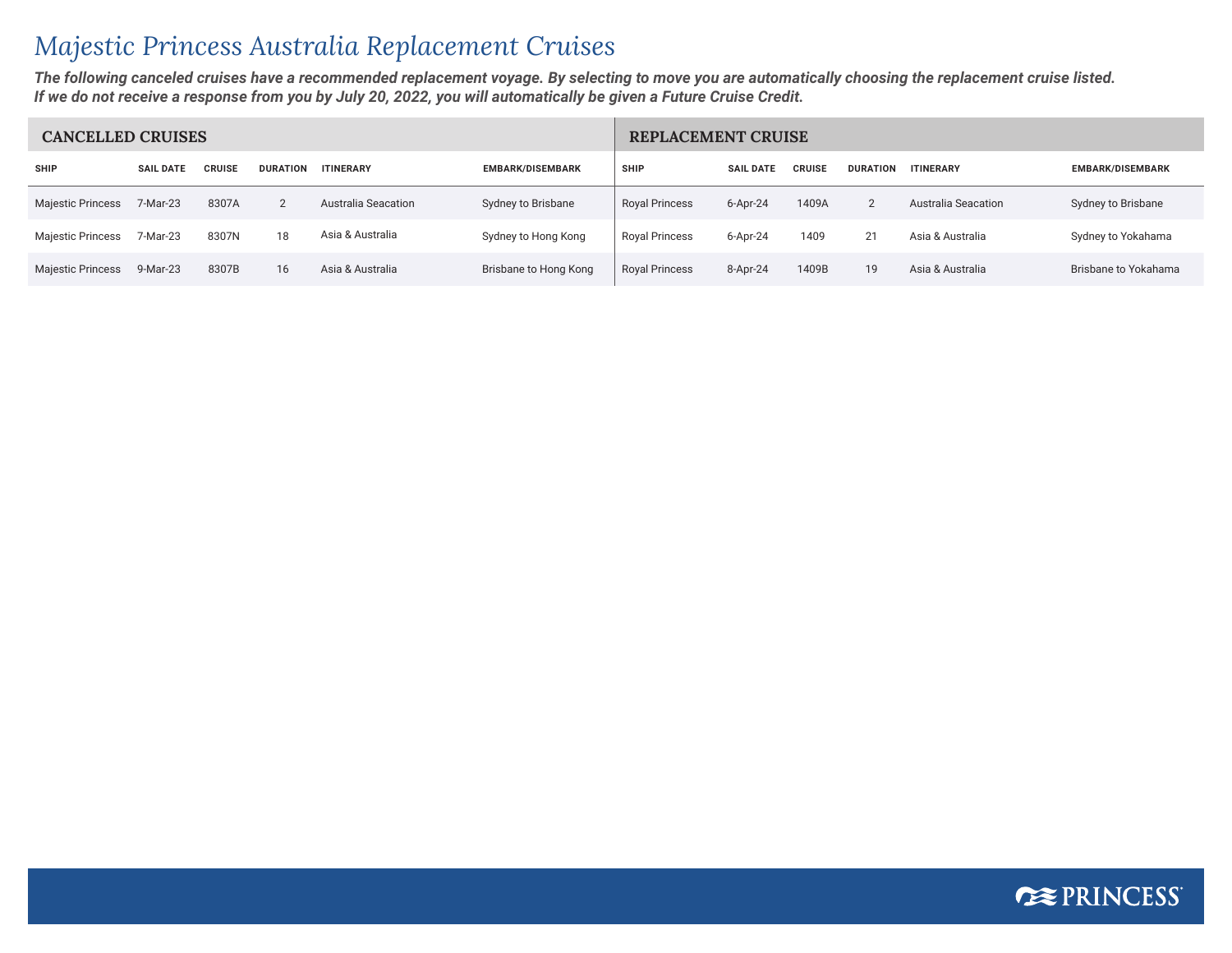# Majestic Princess Australia Replacement Cruises

***The following canceled cruises have a recommended replacement voyage. By selecting to move you are automatically choosing the replacement cruise listed. If we do not receive a response from you by July 20, 2022, you will automatically be given a Future Cruise Credit.***

| CANCELLED CRUISES | | | | | | REPLACEMENT CRUISE | | | | | |
|---|---|---|---|---|---|---|---|---|---|---|---|
| SHIP | SAIL DATE | CRUISE | DURATION | ITINERARY | EMBARK/DISEMBARK | SHIP | SAIL DATE | CRUISE | DURATION | ITINERARY | EMBARK/DISEMBARK |
| Majestic Princess | 7-Mar-23 | 8307A | 2 | Australia Seacation | Sydney to Brisbane | Royal Princess | 6-Apr-24 | 1409A | 2 | Australia Seacation | Sydney to Brisbane |
| Majestic Princess | 7-Mar-23 | 8307N | 18 | Asia & Australia | Sydney to Hong Kong | Royal Princess | 6-Apr-24 | 1409 | 21 | Asia & Australia | Sydney to Yokahama |
| Majestic Princess | 9-Mar-23 | 8307B | 16 | Asia & Australia | Brisbane to Hong Kong | Royal Princess | 8-Apr-24 | 1409B | 19 | Asia & Australia | Brisbane to Yokahama |

PRINCESS